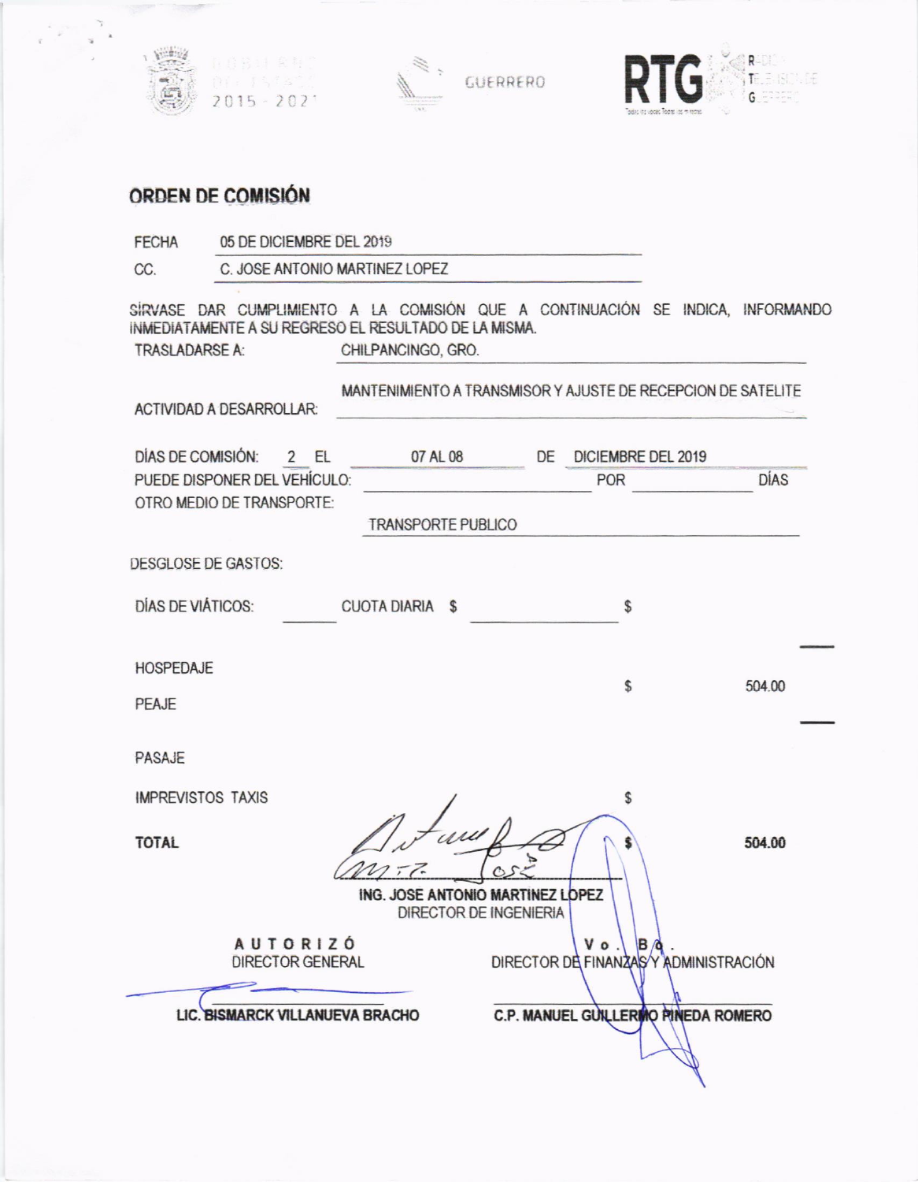GOBIERNO DEL ESTADO 2015 - 2021 GUERRERO RTG Radio y Televisión de Guerrero

## ORDEN DE COMISIÓN

FECHA 05 DE DICIEMBRE DEL 2019

CC. C. JOSE ANTONIO MARTINEZ LOPEZ

SÍRVASE DAR CUMPLIMIENTO A LA COMISIÓN QUE A CONTINUACIÓN SE INDICA, INFORMANDO INMEDIATAMENTE A SU REGRESO EL RESULTADO DE LA MISMA.

TRASLADARSE A: CHILPANCINGO, GRO.

ACTIVIDAD A DESARROLLAR: MANTENIMIENTO A TRANSMISOR Y AJUSTE DE RECEPCION DE SATELITE

DÍAS DE COMISIÓN: 2 EL 07 AL 08 DE DICIEMBRE DEL 2019

PUEDE DISPONER DEL VEHÍCULO: POR DÍAS

OTRO MEDIO DE TRANSPORTE: TRANSPORTE PUBLICO

DESGLOSE DE GASTOS:

DÍAS DE VIÁTICOS: CUOTA DIARIA $ $

HOSPEDAJE

PEAJE $ 504.00

PASAJE

IMPREVISTOS TAXIS $

**TOTAL** $ **504.00**

**ING. JOSE ANTONIO MARTINEZ LOPEZ**
DIRECTOR DE INGENIERIA

**AUTORIZÓ**
DIRECTOR GENERAL

**LIC. BISMARCK VILLANUEVA BRACHO**

**Vo. Bo.**
DIRECTOR DE FINANZAS Y ADMINISTRACIÓN

**C.P. MANUEL GUILLERMO PINEDA ROMERO**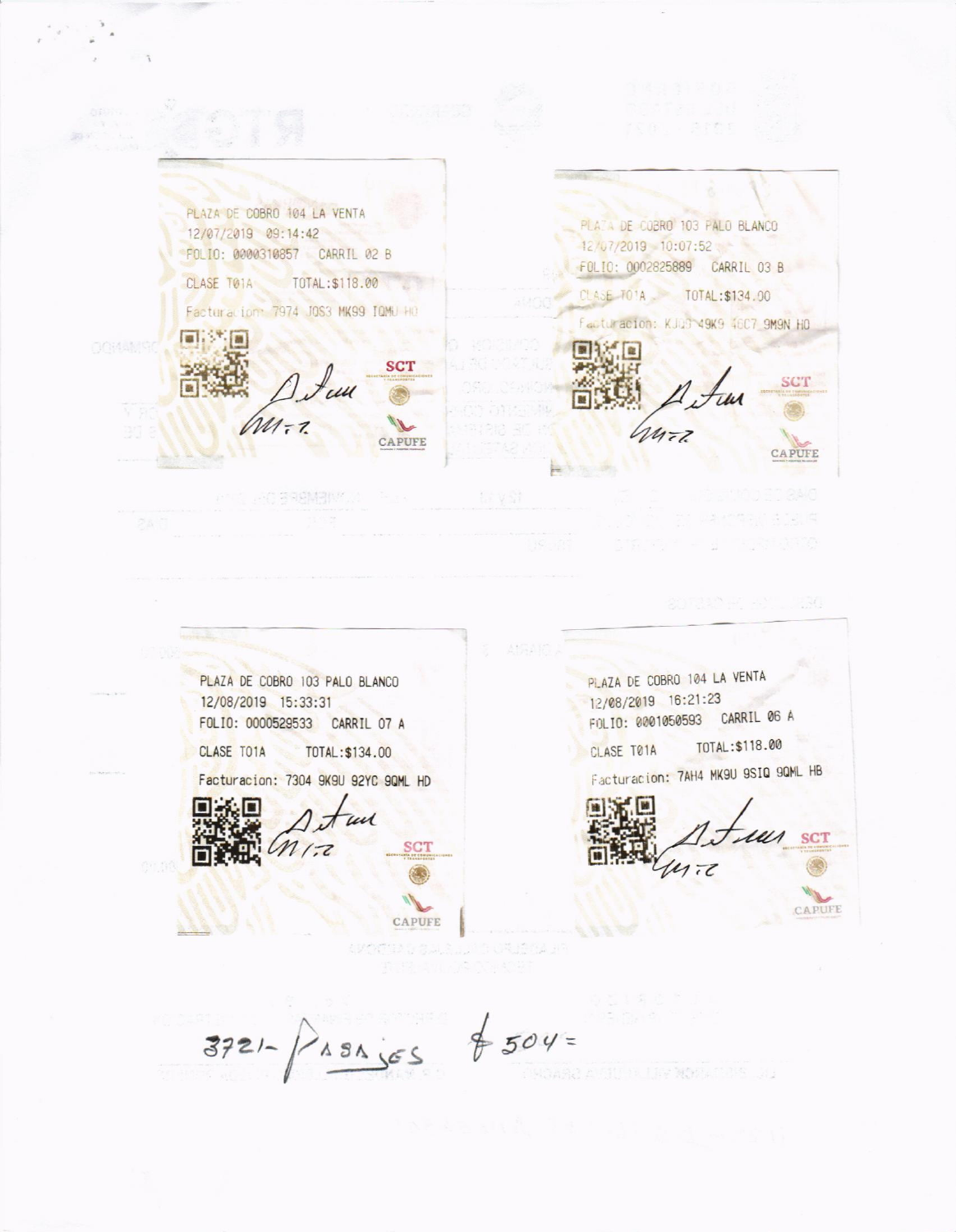PLAZA DE COBRO 104 LA VENTA
12/07/2019 09:14:42
FOLIO: 0000310857 CARRIL 02 B
CLASE T01A TOTAL:$118.00
Facturacion: 7974 JOS3 MK99 IQMU HO

SCT
CAPUFE

PLAZA DE COBRO 103 PALO BLANCO
12/07/2019 10:07:52
FOLIO: 0002825889 CARRIL 03 B
CLASE T01A TOTAL:$134.00
Facturacion: KJQ9 49K9 4CC7 9M9N HD

SCT
CAPUFE

PLAZA DE COBRO 103 PALO BLANCO
12/08/2019 15:33:31
FOLIO: 0000529533 CARRIL 07 A
CLASE T01A TOTAL:$134.00
Facturacion: 7304 9K9U 92YC 9QML HD

SCT
CAPUFE

PLAZA DE COBRO 104 LA VENTA
12/08/2019 16:21:23
FOLIO: 0001050593 CARRIL 06 A
CLASE T01A TOTAL:$118.00
Facturacion: 7AH4 MK9U 9SIQ 9QML HB

SCT
CAPUFE

3721- Pasajes $504=